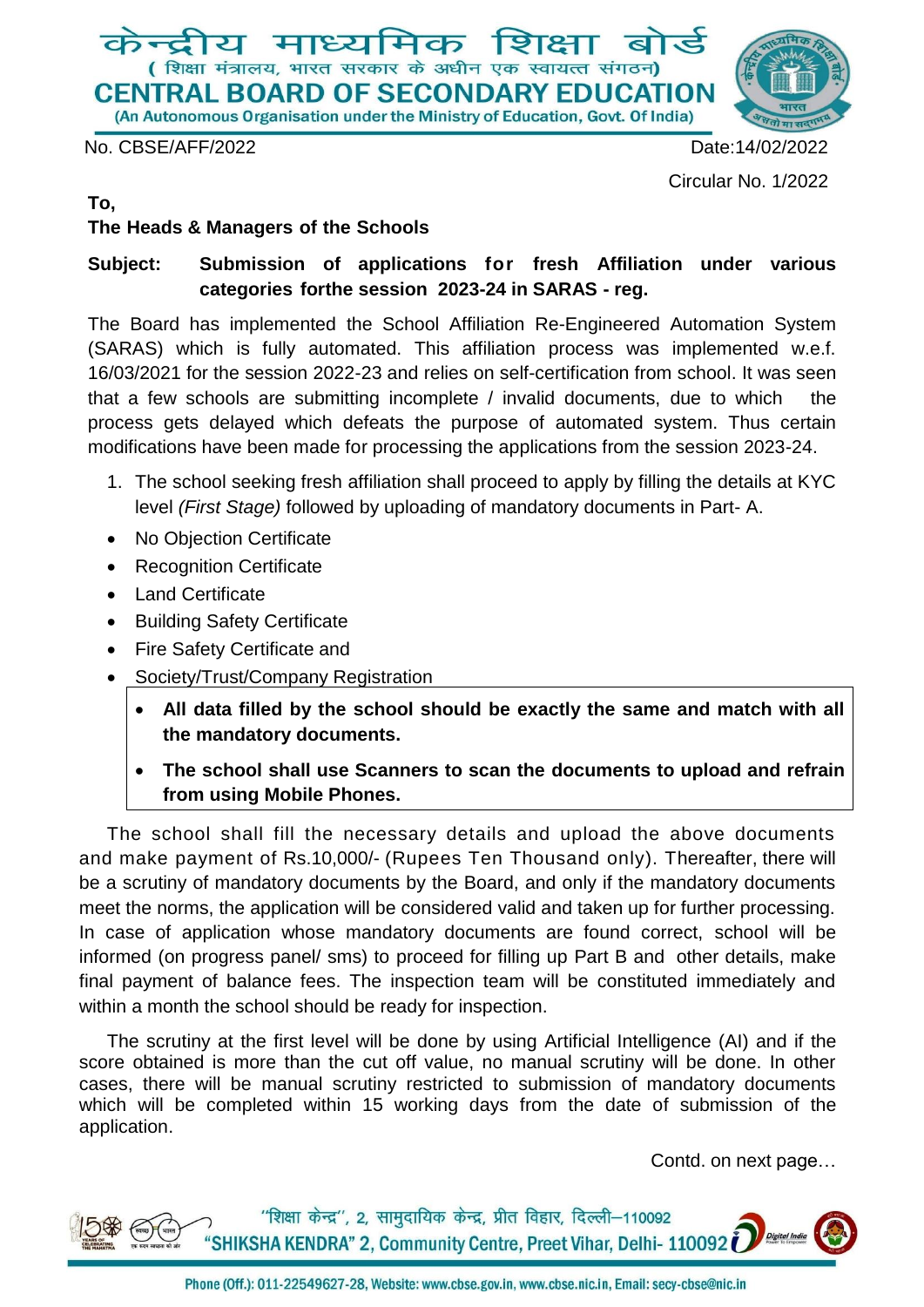# केन्द्रीय माध्यमिक शिक्षा बोर्ड

( शिक्षा मंत्रालय, भारत सरकार के अधीन एक स्वायत्त संगठन)

# CENTRAL BOARD OF SECONDARY EDUCATION

(An Autonomous Organisation under the Ministry of Education, Govt. Of India)

No. CBSE/AFF/2022 Date:14/02/2022

Circular No. 1/2022

**To,**

**The Heads & Managers of the Schools**

**Subject: Submission of applications for fresh Affiliation under various categories forthe session 2023-24 in SARAS - reg.**

The Board has implemented the School Affiliation Re-Engineered Automation System (SARAS) which is fully automated. This affiliation process was implemented w.e.f. 16/03/2021 for the session 2022-23 and relies on self-certification from school. It was seen that a few schools are submitting incomplete / invalid documents, due to which the process gets delayed which defeats the purpose of automated system. Thus certain modifications have been made for processing the applications from the session 2023-24.

1. The school seeking fresh affiliation shall proceed to apply by filling the details at KYC level *(First Stage)* followed by uploading of mandatory documents in Part- A.

- No Objection Certificate
- Recognition Certificate
- Land Certificate
- Building Safety Certificate
- Fire Safety Certificate and
- Society/Trust/Company Registration

> - **All data filled by the school should be exactly the same and match with all the mandatory documents.**
> - **The school shall use Scanners to scan the documents to upload and refrain from using Mobile Phones.**

The school shall fill the necessary details and upload the above documents and make payment of Rs.10,000/- (Rupees Ten Thousand only). Thereafter, there will be a scrutiny of mandatory documents by the Board, and only if the mandatory documents meet the norms, the application will be considered valid and taken up for further processing. In case of application whose mandatory documents are found correct, school will be informed (on progress panel/ sms) to proceed for filling up Part B and other details, make final payment of balance fees. The inspection team will be constituted immediately and within a month the school should be ready for inspection.

The scrutiny at the first level will be done by using Artificial Intelligence (AI) and if the score obtained is more than the cut off value, no manual scrutiny will be done. In other cases, there will be manual scrutiny restricted to submission of mandatory documents which will be completed within 15 working days from the date of submission of the application.

Contd. on next page…

"शिक्षा केन्द्र", 2, सामुदायिक केन्द्र, प्रीत विहार, दिल्ली–110092

"SHIKSHA KENDRA" 2, Community Centre, Preet Vihar, Delhi- 110092

Phone (Off.): 011-22549627-28, Website: www.cbse.gov.in, www.cbse.nic.in, Email: secy-cbse@nic.in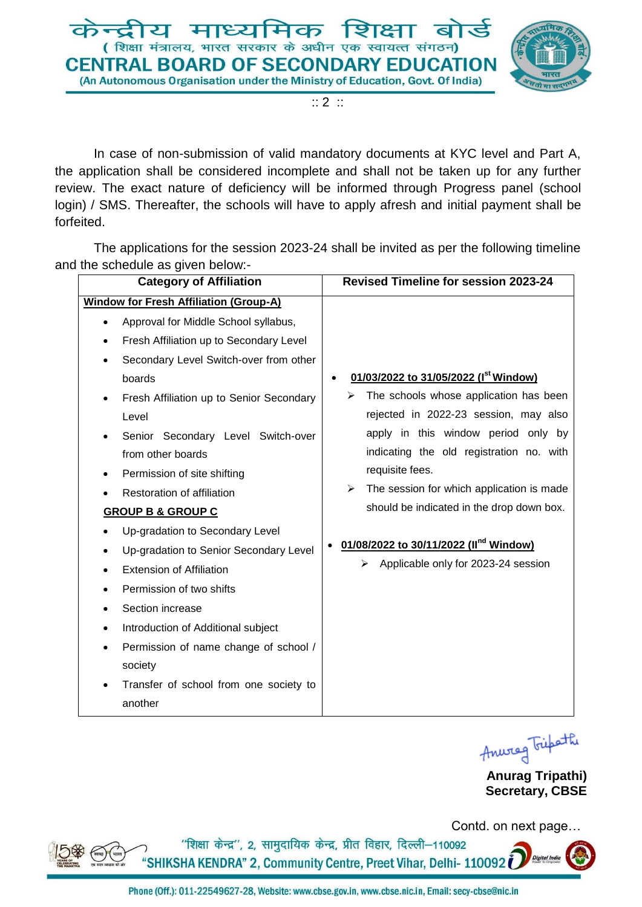In case of non-submission of valid mandatory documents at KYC level and Part A, the application shall be considered incomplete and shall not be taken up for any further review. The exact nature of deficiency will be informed through Progress panel (school login) / SMS. Thereafter, the schools will have to apply afresh and initial payment shall be forfeited.

The applications for the session 2023-24 shall be invited as per the following timeline and the schedule as given below:-

| Category of Affiliation | Revised Timeline for session 2023-24 |
|---|---|
| **Window for Fresh Affiliation (Group-A)**<br>• Approval for Middle School syllabus,<br>• Fresh Affiliation up to Secondary Level<br>• Secondary Level Switch-over from other boards<br>• Fresh Affiliation up to Senior Secondary Level<br>• Senior Secondary Level Switch-over from other boards<br>• Permission of site shifting<br>• Restoration of affiliation<br>**GROUP B & GROUP C**<br>• Up-gradation to Secondary Level<br>• Up-gradation to Senior Secondary Level<br>• Extension of Affiliation<br>• Permission of two shifts<br>• Section increase<br>• Introduction of Additional subject<br>• Permission of name change of school / society<br>• Transfer of school from one society to another | • **01/03/2022 to 31/05/2022 (Ist Window)**<br>➢ The schools whose application has been rejected in 2022-23 session, may also apply in this window period only by indicating the old registration no. with requisite fees.<br>➢ The session for which application is made should be indicated in the drop down box.<br><br>• **01/08/2022 to 30/11/2022 (IInd Window)**<br>➢ Applicable only for 2023-24 session |

Anurag Tripathi)
Secretary, CBSE

Contd. on next page…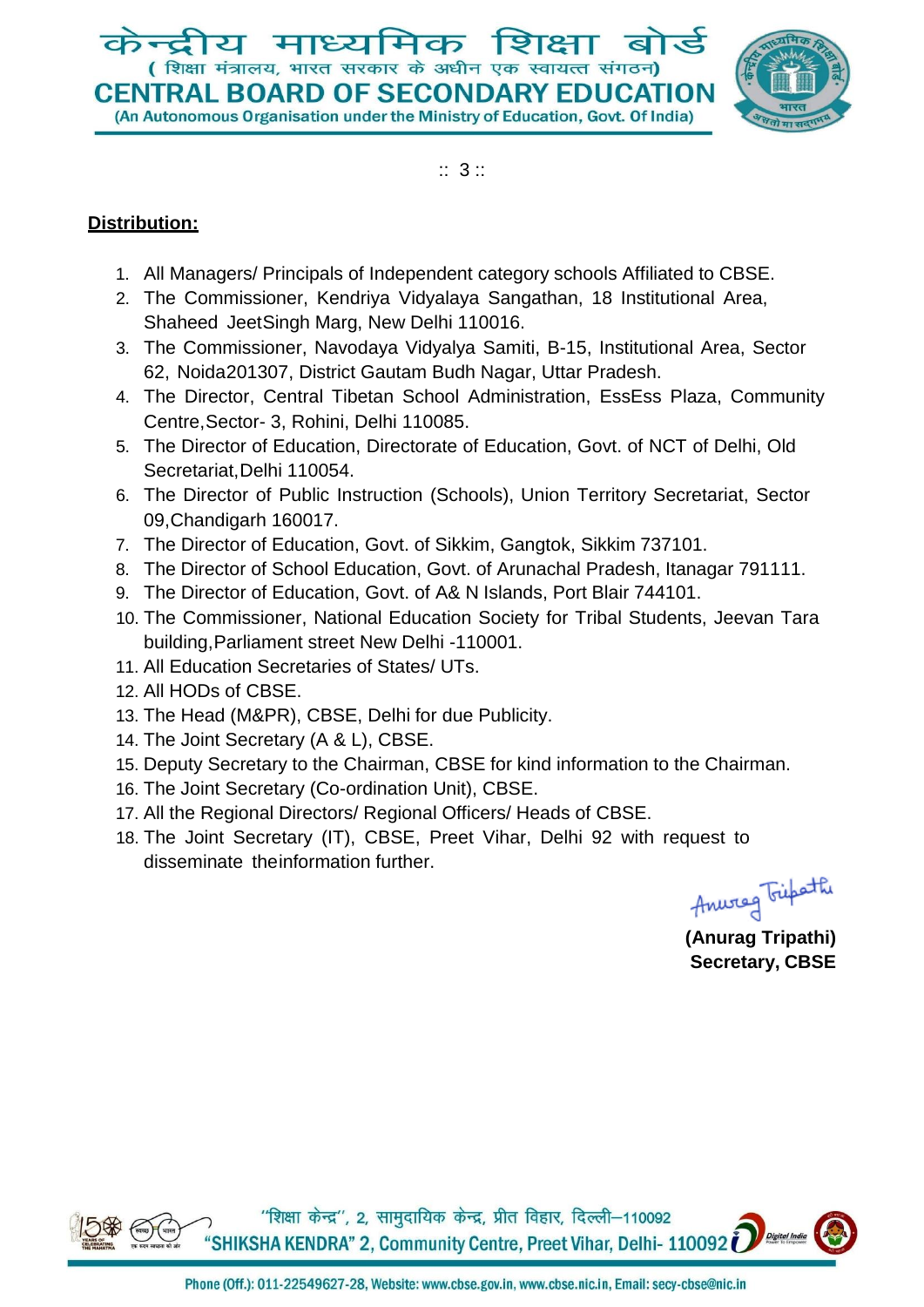**Distribution:**

1. All Managers/ Principals of Independent category schools Affiliated to CBSE.
2. The Commissioner, Kendriya Vidyalaya Sangathan, 18 Institutional Area, Shaheed JeetSingh Marg, New Delhi 110016.
3. The Commissioner, Navodaya Vidyalaya Samiti, B-15, Institutional Area, Sector 62, Noida201307, District Gautam Budh Nagar, Uttar Pradesh.
4. The Director, Central Tibetan School Administration, EssEss Plaza, Community Centre,Sector- 3, Rohini, Delhi 110085.
5. The Director of Education, Directorate of Education, Govt. of NCT of Delhi, Old Secretariat,Delhi 110054.
6. The Director of Public Instruction (Schools), Union Territory Secretariat, Sector 09,Chandigarh 160017.
7. The Director of Education, Govt. of Sikkim, Gangtok, Sikkim 737101.
8. The Director of School Education, Govt. of Arunachal Pradesh, Itanagar 791111.
9. The Director of Education, Govt. of A& N Islands, Port Blair 744101.
10. The Commissioner, National Education Society for Tribal Students, Jeevan Tara building,Parliament street New Delhi -110001.
11. All Education Secretaries of States/ UTs.
12. All HODs of CBSE.
13. The Head (M&PR), CBSE, Delhi for due Publicity.
14. The Joint Secretary (A & L), CBSE.
15. Deputy Secretary to the Chairman, CBSE for kind information to the Chairman.
16. The Joint Secretary (Co-ordination Unit), CBSE.
17. All the Regional Directors/ Regional Officers/ Heads of CBSE.
18. The Joint Secretary (IT), CBSE, Preet Vihar, Delhi 92 with request to disseminate theinformation further.

**(Anurag Tripathi)**
**Secretary, CBSE**